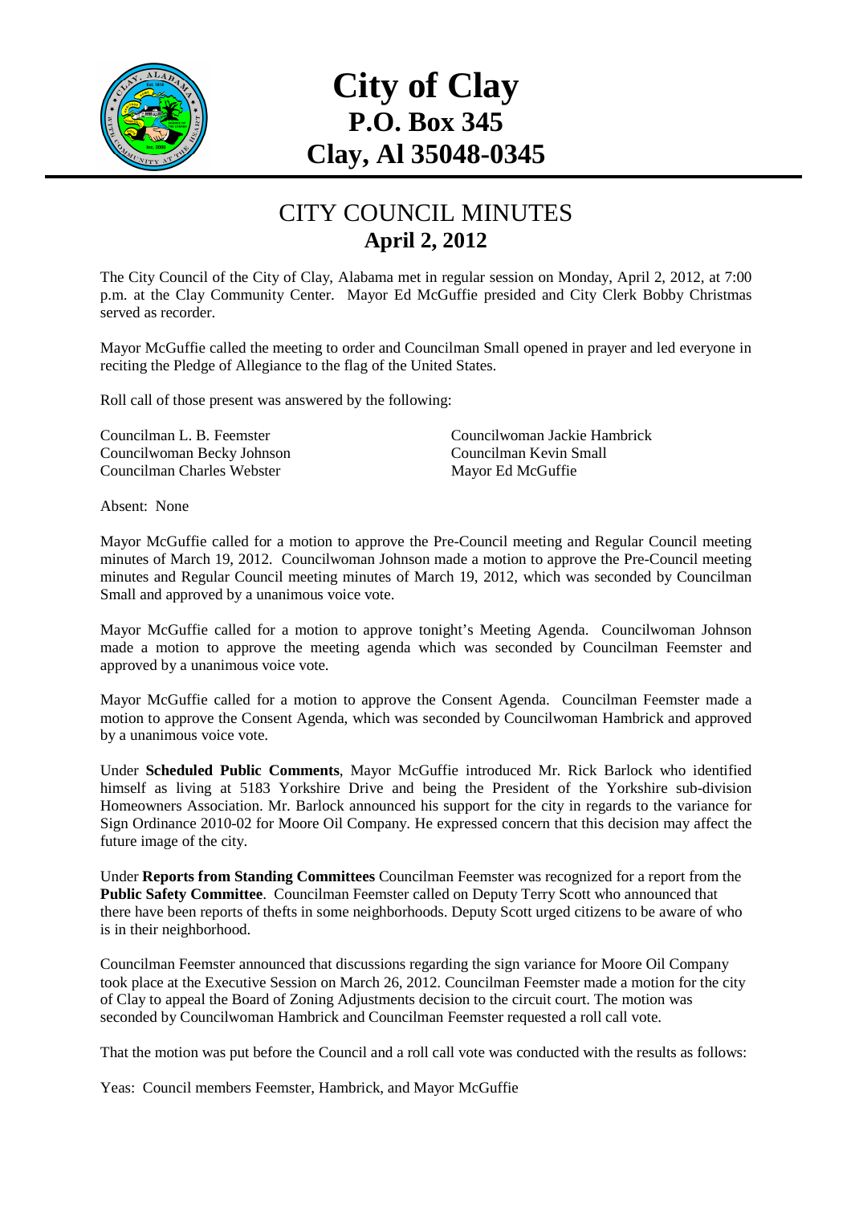# City of Clay
## P.O. Box 345
## Clay, Al 35048-0345

## CITY COUNCIL MINUTES
### April 2, 2012

The City Council of the City of Clay, Alabama met in regular session on Monday, April 2, 2012, at 7:00 p.m. at the Clay Community Center. Mayor Ed McGuffie presided and City Clerk Bobby Christmas served as recorder.

Mayor McGuffie called the meeting to order and Councilman Small opened in prayer and led everyone in reciting the Pledge of Allegiance to the flag of the United States.

Roll call of those present was answered by the following:

Councilman L. B. Feemster
Councilwoman Becky Johnson
Councilman Charles Webster
Councilwoman Jackie Hambrick
Councilman Kevin Small
Mayor Ed McGuffie

Absent: None

Mayor McGuffie called for a motion to approve the Pre-Council meeting and Regular Council meeting minutes of March 19, 2012. Councilwoman Johnson made a motion to approve the Pre-Council meeting minutes and Regular Council meeting minutes of March 19, 2012, which was seconded by Councilman Small and approved by a unanimous voice vote.

Mayor McGuffie called for a motion to approve tonight's Meeting Agenda. Councilwoman Johnson made a motion to approve the meeting agenda which was seconded by Councilman Feemster and approved by a unanimous voice vote.

Mayor McGuffie called for a motion to approve the Consent Agenda. Councilman Feemster made a motion to approve the Consent Agenda, which was seconded by Councilwoman Hambrick and approved by a unanimous voice vote.

Under **Scheduled Public Comments**, Mayor McGuffie introduced Mr. Rick Barlock who identified himself as living at 5183 Yorkshire Drive and being the President of the Yorkshire sub-division Homeowners Association. Mr. Barlock announced his support for the city in regards to the variance for Sign Ordinance 2010-02 for Moore Oil Company. He expressed concern that this decision may affect the future image of the city.

Under **Reports from Standing Committees** Councilman Feemster was recognized for a report from the **Public Safety Committee**. Councilman Feemster called on Deputy Terry Scott who announced that there have been reports of thefts in some neighborhoods. Deputy Scott urged citizens to be aware of who is in their neighborhood.

Councilman Feemster announced that discussions regarding the sign variance for Moore Oil Company took place at the Executive Session on March 26, 2012. Councilman Feemster made a motion for the city of Clay to appeal the Board of Zoning Adjustments decision to the circuit court. The motion was seconded by Councilwoman Hambrick and Councilman Feemster requested a roll call vote.

That the motion was put before the Council and a roll call vote was conducted with the results as follows:

Yeas: Council members Feemster, Hambrick, and Mayor McGuffie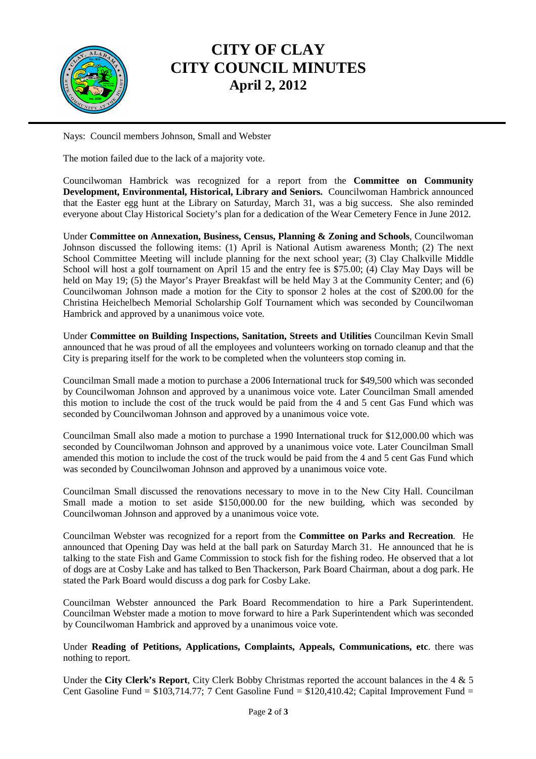Nays: Council members Johnson, Small and Webster

The motion failed due to the lack of a majority vote.

Councilwoman Hambrick was recognized for a report from the **Committee on Community Development, Environmental, Historical, Library and Seniors.** Councilwoman Hambrick announced that the Easter egg hunt at the Library on Saturday, March 31, was a big success. She also reminded everyone about Clay Historical Society's plan for a dedication of the Wear Cemetery Fence in June 2012.

Under **Committee on Annexation, Business, Census, Planning & Zoning and Schools**, Councilwoman Johnson discussed the following items: (1) April is National Autism awareness Month; (2) The next School Committee Meeting will include planning for the next school year; (3) Clay Chalkville Middle School will host a golf tournament on April 15 and the entry fee is $75.00; (4) Clay May Days will be held on May 19; (5) the Mayor's Prayer Breakfast will be held May 3 at the Community Center; and (6) Councilwoman Johnson made a motion for the City to sponsor 2 holes at the cost of $200.00 for the Christina Heichelbech Memorial Scholarship Golf Tournament which was seconded by Councilwoman Hambrick and approved by a unanimous voice vote.

Under **Committee on Building Inspections, Sanitation, Streets and Utilities** Councilman Kevin Small announced that he was proud of all the employees and volunteers working on tornado cleanup and that the City is preparing itself for the work to be completed when the volunteers stop coming in.

Councilman Small made a motion to purchase a 2006 International truck for $49,500 which was seconded by Councilwoman Johnson and approved by a unanimous voice vote. Later Councilman Small amended this motion to include the cost of the truck would be paid from the 4 and 5 cent Gas Fund which was seconded by Councilwoman Johnson and approved by a unanimous voice vote.

Councilman Small also made a motion to purchase a 1990 International truck for $12,000.00 which was seconded by Councilwoman Johnson and approved by a unanimous voice vote. Later Councilman Small amended this motion to include the cost of the truck would be paid from the 4 and 5 cent Gas Fund which was seconded by Councilwoman Johnson and approved by a unanimous voice vote.

Councilman Small discussed the renovations necessary to move in to the New City Hall. Councilman Small made a motion to set aside $150,000.00 for the new building, which was seconded by Councilwoman Johnson and approved by a unanimous voice vote.

Councilman Webster was recognized for a report from the **Committee on Parks and Recreation**. He announced that Opening Day was held at the ball park on Saturday March 31. He announced that he is talking to the state Fish and Game Commission to stock fish for the fishing rodeo. He observed that a lot of dogs are at Cosby Lake and has talked to Ben Thackerson, Park Board Chairman, about a dog park. He stated the Park Board would discuss a dog park for Cosby Lake.

Councilman Webster announced the Park Board Recommendation to hire a Park Superintendent. Councilman Webster made a motion to move forward to hire a Park Superintendent which was seconded by Councilwoman Hambrick and approved by a unanimous voice vote.

Under **Reading of Petitions, Applications, Complaints, Appeals, Communications, etc**. there was nothing to report.

Under the **City Clerk's Report**, City Clerk Bobby Christmas reported the account balances in the 4 & 5 Cent Gasoline Fund = $103,714.77; 7 Cent Gasoline Fund = $120,410.42; Capital Improvement Fund =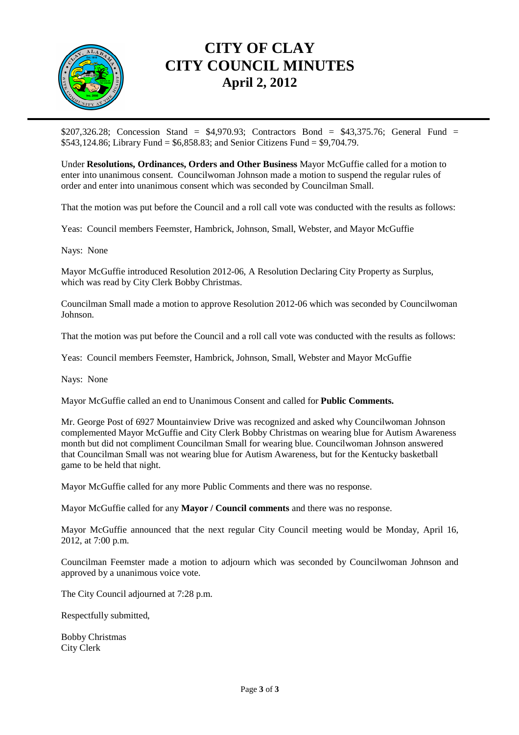# CITY OF CLAY
# CITY COUNCIL MINUTES
## April 2, 2012

$207,326.28; Concession Stand = $4,970.93; Contractors Bond = $43,375.76; General Fund = $543,124.86; Library Fund = $6,858.83; and Senior Citizens Fund = $9,704.79.

Under **Resolutions, Ordinances, Orders and Other Business** Mayor McGuffie called for a motion to enter into unanimous consent. Councilwoman Johnson made a motion to suspend the regular rules of order and enter into unanimous consent which was seconded by Councilman Small.

That the motion was put before the Council and a roll call vote was conducted with the results as follows:

Yeas: Council members Feemster, Hambrick, Johnson, Small, Webster, and Mayor McGuffie

Nays: None

Mayor McGuffie introduced Resolution 2012-06, A Resolution Declaring City Property as Surplus, which was read by City Clerk Bobby Christmas.

Councilman Small made a motion to approve Resolution 2012-06 which was seconded by Councilwoman Johnson.

That the motion was put before the Council and a roll call vote was conducted with the results as follows:

Yeas: Council members Feemster, Hambrick, Johnson, Small, Webster and Mayor McGuffie

Nays: None

Mayor McGuffie called an end to Unanimous Consent and called for **Public Comments.**

Mr. George Post of 6927 Mountainview Drive was recognized and asked why Councilwoman Johnson complemented Mayor McGuffie and City Clerk Bobby Christmas on wearing blue for Autism Awareness month but did not compliment Councilman Small for wearing blue. Councilwoman Johnson answered that Councilman Small was not wearing blue for Autism Awareness, but for the Kentucky basketball game to be held that night.

Mayor McGuffie called for any more Public Comments and there was no response.

Mayor McGuffie called for any **Mayor / Council comments** and there was no response.

Mayor McGuffie announced that the next regular City Council meeting would be Monday, April 16, 2012, at 7:00 p.m.

Councilman Feemster made a motion to adjourn which was seconded by Councilwoman Johnson and approved by a unanimous voice vote.

The City Council adjourned at 7:28 p.m.

Respectfully submitted,

Bobby Christmas
City Clerk